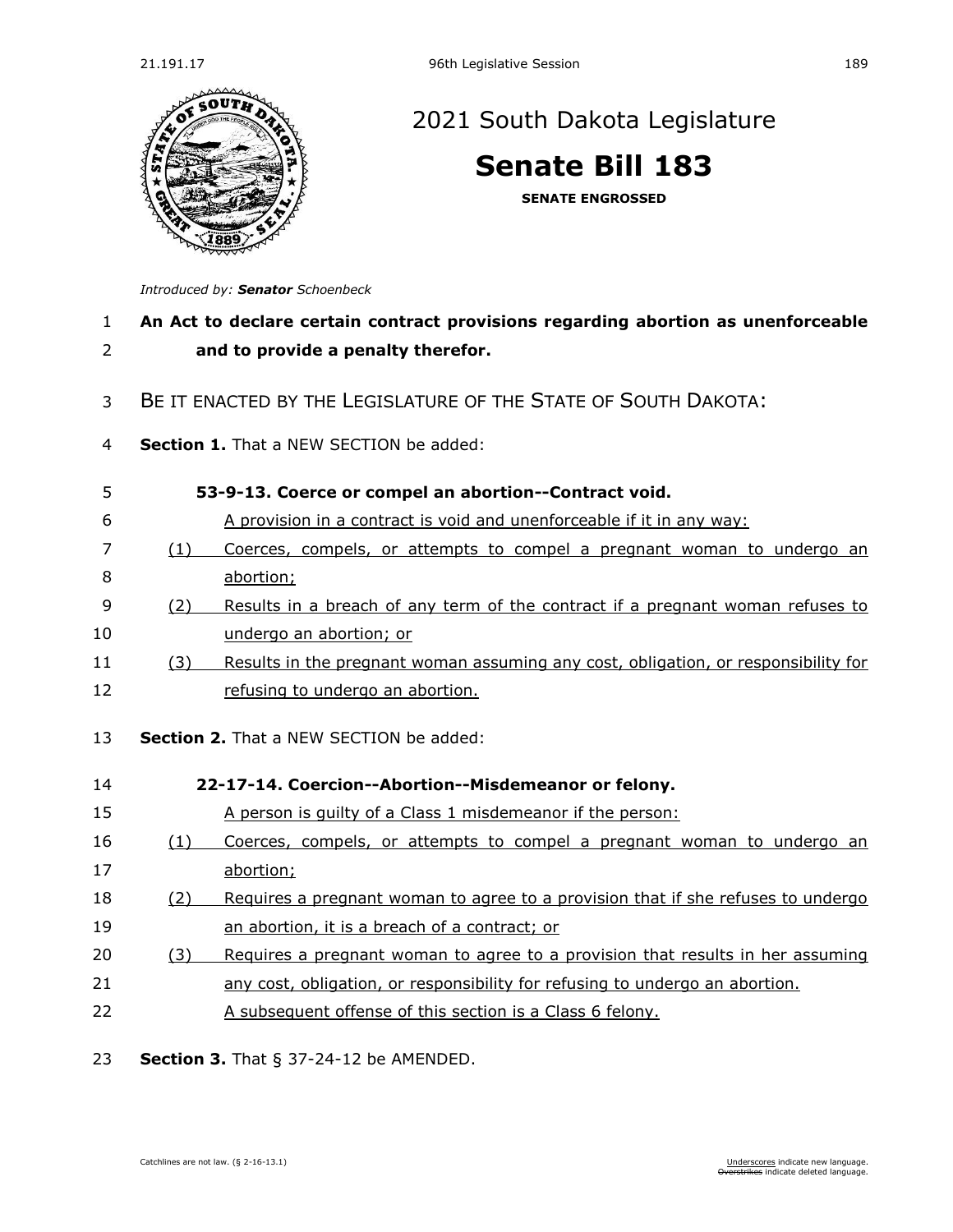# 2021 South Dakota Legislature

# Senate Bill 183

**SENATE ENGROSSED**

*Introduced by:* ***Senator*** *Schoenbeck*

**An Act to declare certain contract provisions regarding abortion as unenforceable and to provide a penalty therefor.**

BE IT ENACTED BY THE LEGISLATURE OF THE STATE OF SOUTH DAKOTA:

**Section 1.** That a NEW SECTION be added:

**53-9-13. Coerce or compel an abortion--Contract void.**

A provision in a contract is void and unenforceable if it in any way:

(1) Coerces, compels, or attempts to compel a pregnant woman to undergo an abortion;

(2) Results in a breach of any term of the contract if a pregnant woman refuses to undergo an abortion; or

(3) Results in the pregnant woman assuming any cost, obligation, or responsibility for refusing to undergo an abortion.

**Section 2.** That a NEW SECTION be added:

**22-17-14. Coercion--Abortion--Misdemeanor or felony.**

A person is guilty of a Class 1 misdemeanor if the person:

(1) Coerces, compels, or attempts to compel a pregnant woman to undergo an abortion;

(2) Requires a pregnant woman to agree to a provision that if she refuses to undergo an abortion, it is a breach of a contract; or

(3) Requires a pregnant woman to agree to a provision that results in her assuming any cost, obligation, or responsibility for refusing to undergo an abortion.

A subsequent offense of this section is a Class 6 felony.

**Section 3.** That § 37-24-12 be AMENDED.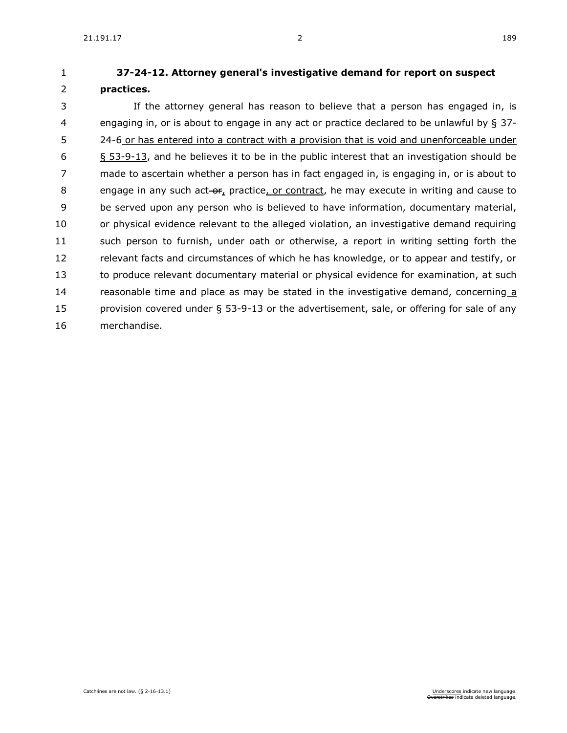**37-24-12. Attorney general's investigative demand for report on suspect practices.**

If the attorney general has reason to believe that a person has engaged in, is engaging in, or is about to engage in any act or practice declared to be unlawful by § 37-24-6 <u>or has entered into a contract with a provision that is void and unenforceable under § 53-9-13</u>, and he believes it to be in the public interest that an investigation should be made to ascertain whether a person has in fact engaged in, is engaging in, or is about to engage in any such act ~~or~~<u>,</u> practice<u>, or contract</u>, he may execute in writing and cause to be served upon any person who is believed to have information, documentary material, or physical evidence relevant to the alleged violation, an investigative demand requiring such person to furnish, under oath or otherwise, a report in writing setting forth the relevant facts and circumstances of which he has knowledge, or to appear and testify, or to produce relevant documentary material or physical evidence for examination, at such reasonable time and place as may be stated in the investigative demand, concerning <u>a provision covered under § 53-9-13 or</u> the advertisement, sale, or offering for sale of any merchandise.